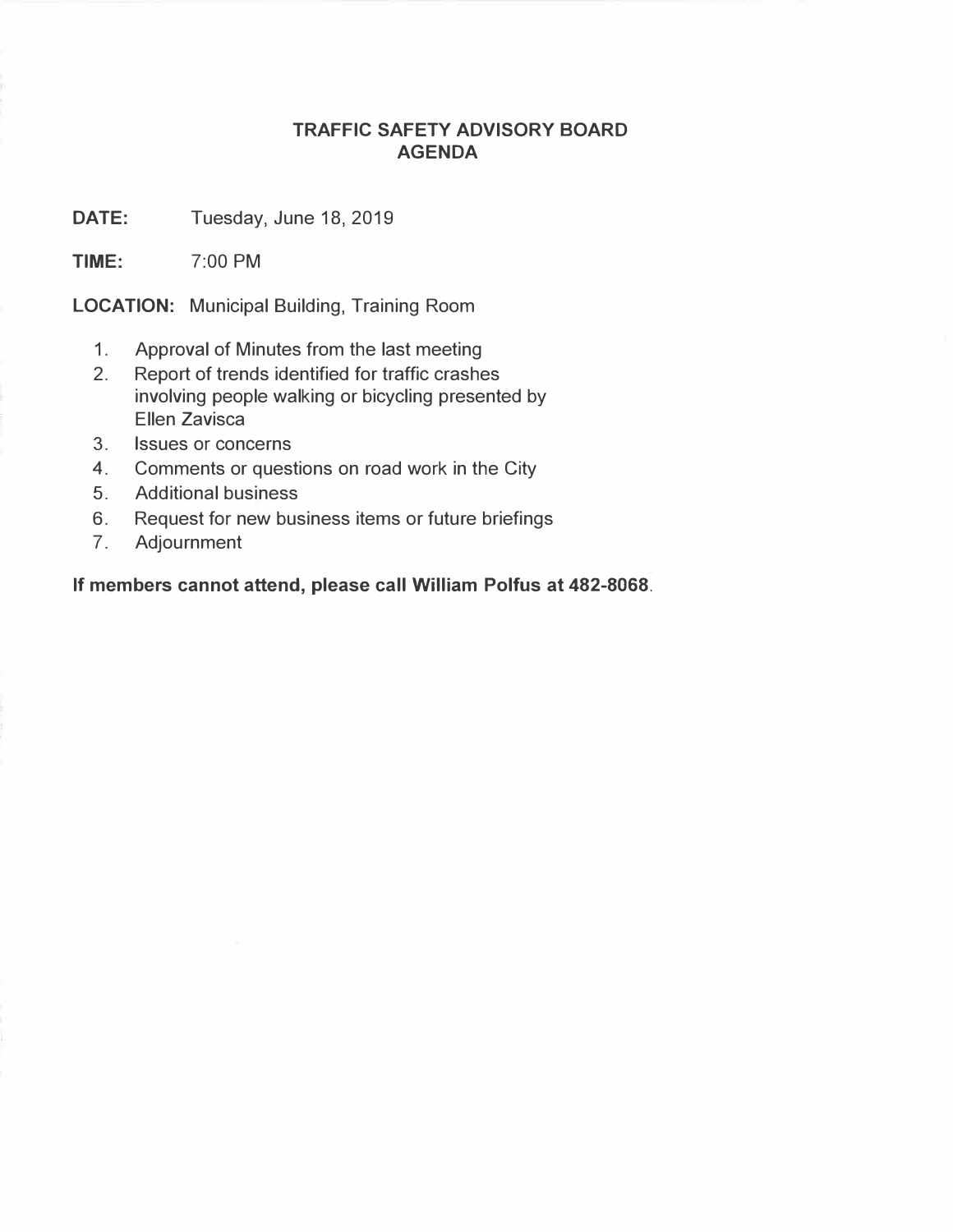# TRAFFIC SAFETY ADVISORY BOARD
# AGENDA

**DATE:** Tuesday, June 18, 2019

**TIME:** 7:00 PM

**LOCATION:** Municipal Building, Training Room

1. Approval of Minutes from the last meeting
2. Report of trends identified for traffic crashes involving people walking or bicycling presented by Ellen Zavisca
3. Issues or concerns
4. Comments or questions on road work in the City
5. Additional business
6. Request for new business items or future briefings
7. Adjournment

**If members cannot attend, please call William Polfus at 482-8068**.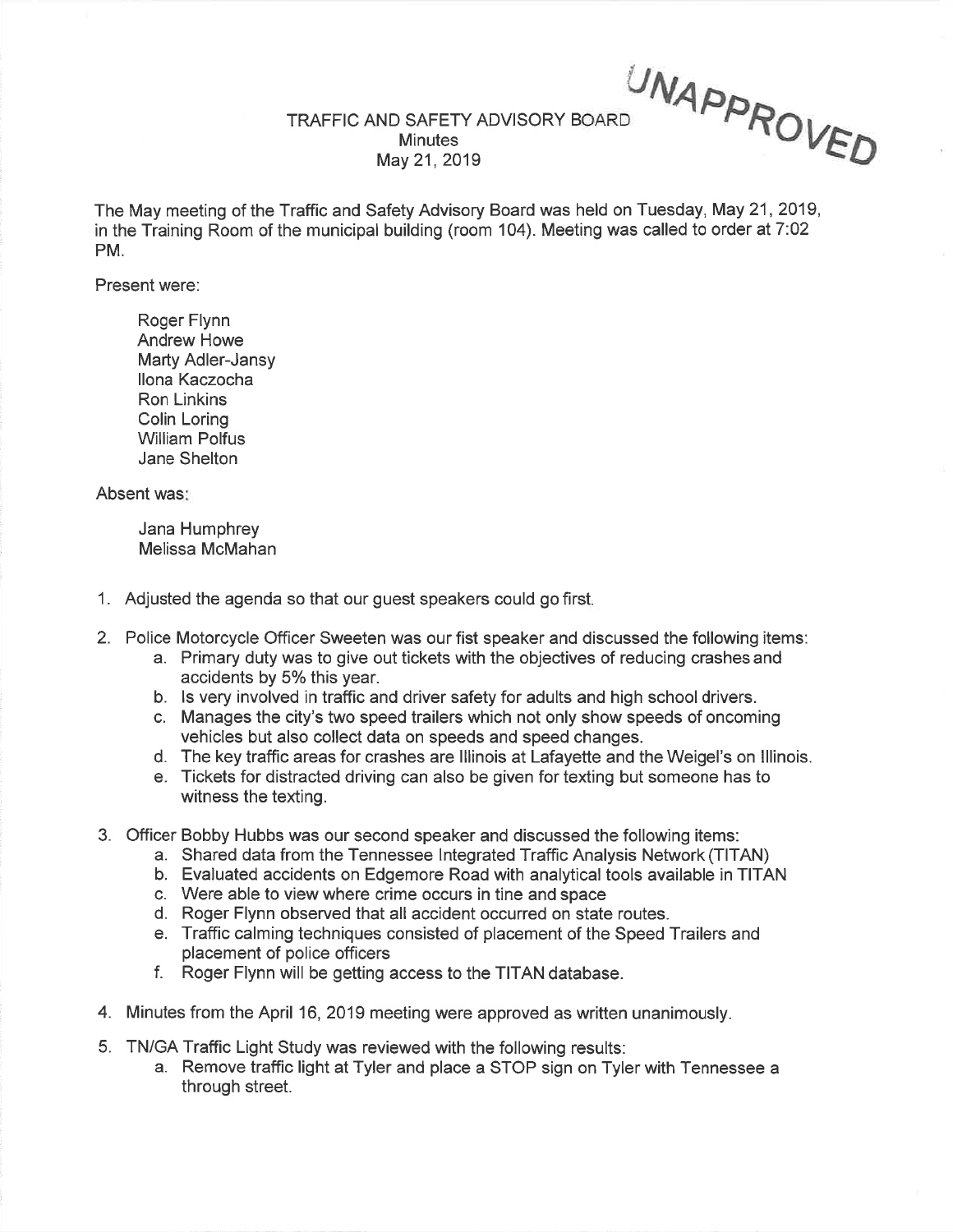UNAPPROVED

TRAFFIC AND SAFETY ADVISORY BOARD
Minutes
May 21, 2019

The May meeting of the Traffic and Safety Advisory Board was held on Tuesday, May 21, 2019, in the Training Room of the municipal building (room 104). Meeting was called to order at 7:02 PM.

Present were:

Roger Flynn
Andrew Howe
Marty Adler-Jansy
Ilona Kaczocha
Ron Linkins
Colin Loring
William Polfus
Jane Shelton

Absent was:

Jana Humphrey
Melissa McMahan

1. Adjusted the agenda so that our guest speakers could go first.
2. Police Motorcycle Officer Sweeten was our fist speaker and discussed the following items:
   a. Primary duty was to give out tickets with the objectives of reducing crashes and accidents by 5% this year.
   b. Is very involved in traffic and driver safety for adults and high school drivers.
   c. Manages the city's two speed trailers which not only show speeds of oncoming vehicles but also collect data on speeds and speed changes.
   d. The key traffic areas for crashes are Illinois at Lafayette and the Weigel's on Illinois.
   e. Tickets for distracted driving can also be given for texting but someone has to witness the texting.
3. Officer Bobby Hubbs was our second speaker and discussed the following items:
   a. Shared data from the Tennessee Integrated Traffic Analysis Network (TITAN)
   b. Evaluated accidents on Edgemore Road with analytical tools available in TITAN
   c. Were able to view where crime occurs in tine and space
   d. Roger Flynn observed that all accident occurred on state routes.
   e. Traffic calming techniques consisted of placement of the Speed Trailers and placement of police officers
   f. Roger Flynn will be getting access to the TITAN database.
4. Minutes from the April 16, 2019 meeting were approved as written unanimously.
5. TN/GA Traffic Light Study was reviewed with the following results:
   a. Remove traffic light at Tyler and place a STOP sign on Tyler with Tennessee a through street.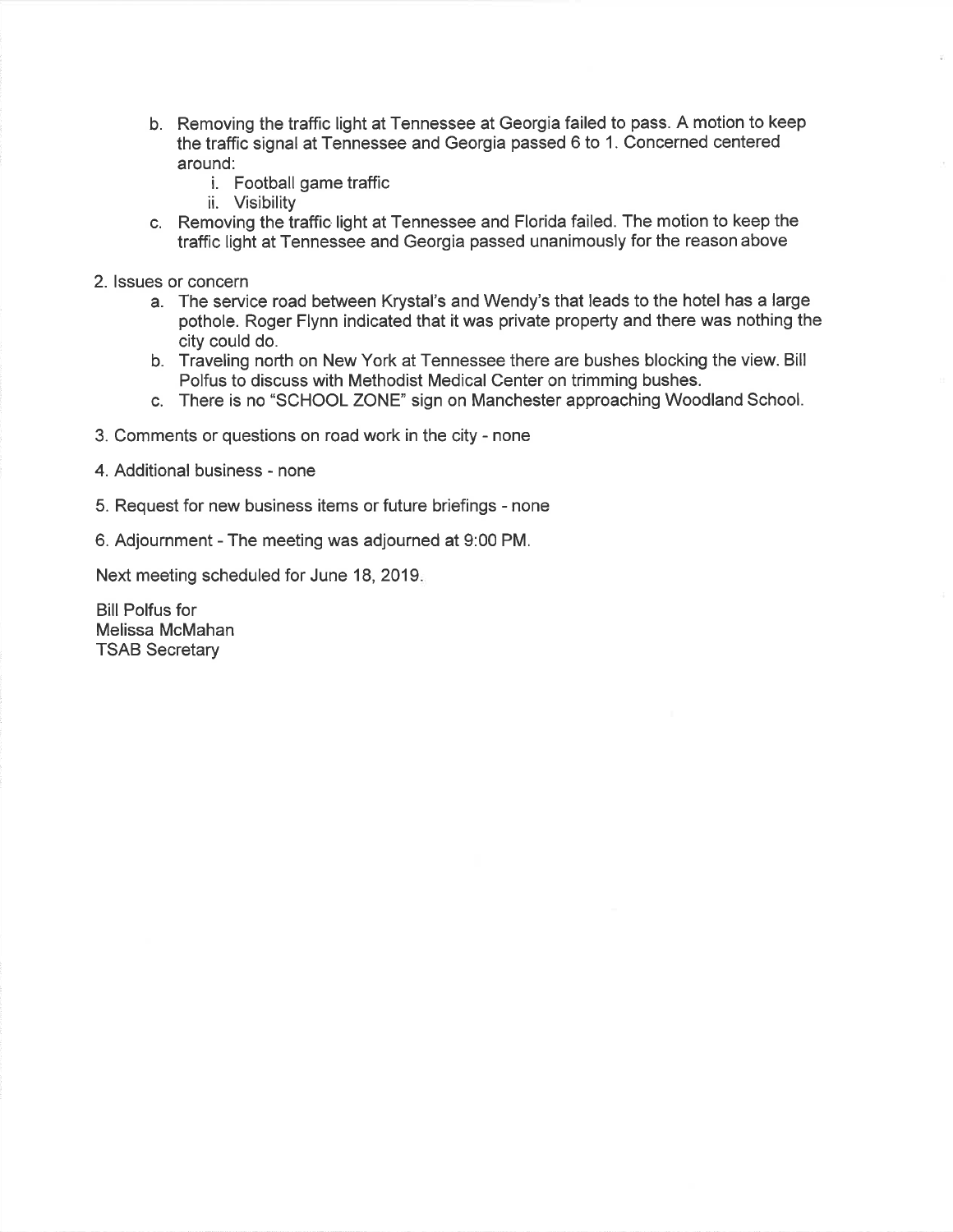b. Removing the traffic light at Tennessee at Georgia failed to pass. A motion to keep the traffic signal at Tennessee and Georgia passed 6 to 1. Concerned centered around:
    i. Football game traffic
    ii. Visibility
c. Removing the traffic light at Tennessee and Florida failed. The motion to keep the traffic light at Tennessee and Georgia passed unanimously for the reason above

2. Issues or concern
    a. The service road between Krystal's and Wendy's that leads to the hotel has a large pothole. Roger Flynn indicated that it was private property and there was nothing the city could do.
    b. Traveling north on New York at Tennessee there are bushes blocking the view. Bill Polfus to discuss with Methodist Medical Center on trimming bushes.
    c. There is no "SCHOOL ZONE" sign on Manchester approaching Woodland School.

3. Comments or questions on road work in the city - none

4. Additional business - none

5. Request for new business items or future briefings - none

6. Adjournment - The meeting was adjourned at 9:00 PM.

Next meeting scheduled for June 18, 2019.

Bill Polfus for
Melissa McMahan
TSAB Secretary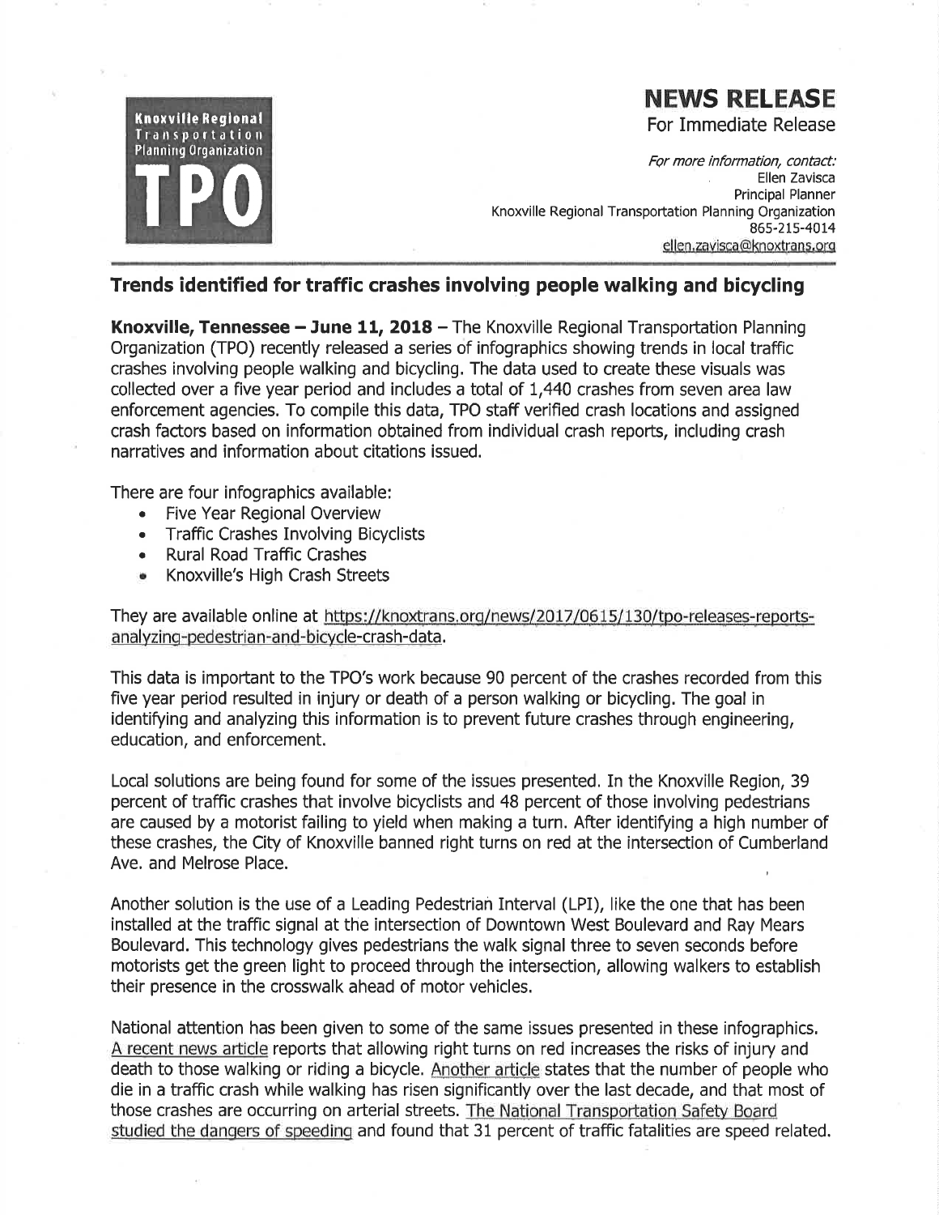**Knoxville Regional Transportation Planning Organization**

**TPO**

# NEWS RELEASE

For Immediate Release

*For more information, contact:*
Ellen Zavisca
Principal Planner
Knoxville Regional Transportation Planning Organization
865-215-4014
ellen.zavisca@knoxtrans.org

## Trends identified for traffic crashes involving people walking and bicycling

**Knoxville, Tennessee – June 11, 2018** – The Knoxville Regional Transportation Planning Organization (TPO) recently released a series of infographics showing trends in local traffic crashes involving people walking and bicycling. The data used to create these visuals was collected over a five year period and includes a total of 1,440 crashes from seven area law enforcement agencies. To compile this data, TPO staff verified crash locations and assigned crash factors based on information obtained from individual crash reports, including crash narratives and information about citations issued.

There are four infographics available:

- Five Year Regional Overview
- Traffic Crashes Involving Bicyclists
- Rural Road Traffic Crashes
- Knoxville's High Crash Streets

They are available online at https://knoxtrans.org/news/2017/0615/130/tpo-releases-reports-analyzing-pedestrian-and-bicycle-crash-data.

This data is important to the TPO's work because 90 percent of the crashes recorded from this five year period resulted in injury or death of a person walking or bicycling. The goal in identifying and analyzing this information is to prevent future crashes through engineering, education, and enforcement.

Local solutions are being found for some of the issues presented. In the Knoxville Region, 39 percent of traffic crashes that involve bicyclists and 48 percent of those involving pedestrians are caused by a motorist failing to yield when making a turn. After identifying a high number of these crashes, the City of Knoxville banned right turns on red at the intersection of Cumberland Ave. and Melrose Place.

Another solution is the use of a Leading Pedestrian Interval (LPI), like the one that has been installed at the traffic signal at the intersection of Downtown West Boulevard and Ray Mears Boulevard. This technology gives pedestrians the walk signal three to seven seconds before motorists get the green light to proceed through the intersection, allowing walkers to establish their presence in the crosswalk ahead of motor vehicles.

National attention has been given to some of the same issues presented in these infographics. A recent news article reports that allowing right turns on red increases the risks of injury and death to those walking or riding a bicycle. Another article states that the number of people who die in a traffic crash while walking has risen significantly over the last decade, and that most of those crashes are occurring on arterial streets. The National Transportation Safety Board studied the dangers of speeding and found that 31 percent of traffic fatalities are speed related.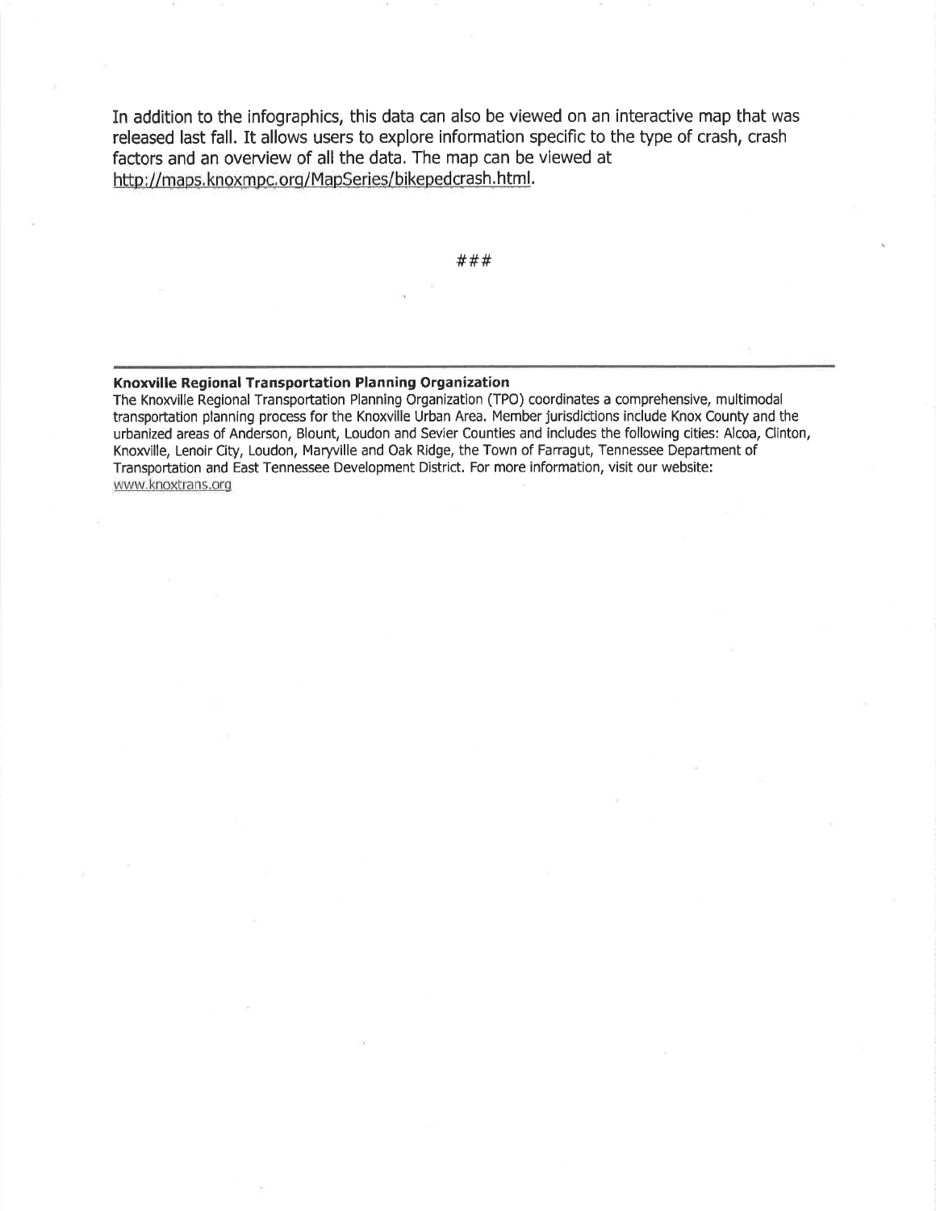In addition to the infographics, this data can also be viewed on an interactive map that was released last fall. It allows users to explore information specific to the type of crash, crash factors and an overview of all the data. The map can be viewed at http://maps.knoxmpc.org/MapSeries/bikepedcrash.html.

###

---

**Knoxville Regional Transportation Planning Organization**

The Knoxville Regional Transportation Planning Organization (TPO) coordinates a comprehensive, multimodal transportation planning process for the Knoxville Urban Area. Member jurisdictions include Knox County and the urbanized areas of Anderson, Blount, Loudon and Sevier Counties and includes the following cities: Alcoa, Clinton, Knoxville, Lenoir City, Loudon, Maryville and Oak Ridge, the Town of Farragut, Tennessee Department of Transportation and East Tennessee Development District. For more information, visit our website: www.knoxtrans.org